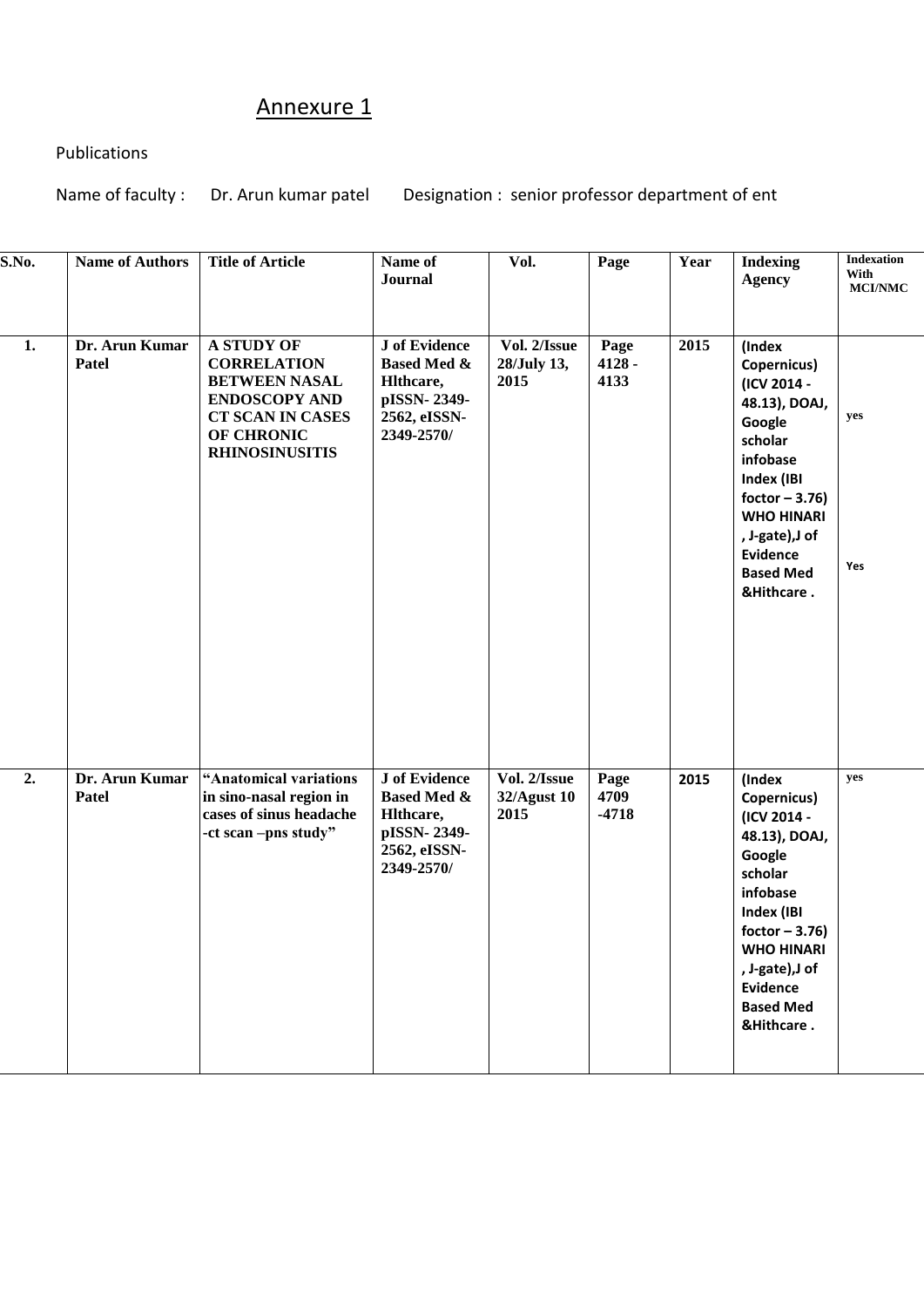# Annexure 1

Publications

Name of faculty : Dr. Arun kumar patel Designation : senior professor department of ent

| S.No. | Name of Authors | Title of Article | Name of Journal | Vol. | Page | Year | Indexing Agency | Indexation With MCI/NMC |
|---|---|---|---|---|---|---|---|---|
| 1. | Dr. Arun Kumar Patel | A STUDY OF CORRELATION BETWEEN NASAL ENDOSCOPY AND CT SCAN IN CASES OF CHRONIC RHINOSINUSITIS | J of Evidence Based Med & Hlthcare, pISSN- 2349-2562, eISSN-2349-2570/ | Vol. 2/Issue 28/July 13, 2015 | Page 4128 - 4133 | 2015 | (Index Copernicus) (ICV 2014 - 48.13), DOAJ, Google scholar infobase Index (IBI foctor – 3.76) WHO HINARI , J-gate),J of Evidence Based Med &Hithcare . | yes<br>Yes |
| 2. | Dr. Arun Kumar Patel | "Anatomical variations in sino-nasal region in cases of sinus headache -ct scan –pns study" | J of Evidence Based Med & Hlthcare, pISSN- 2349-2562, eISSN-2349-2570/ | Vol. 2/Issue 32/Agust 10 2015 | Page 4709 -4718 | 2015 | (Index Copernicus) (ICV 2014 - 48.13), DOAJ, Google scholar infobase Index (IBI foctor – 3.76) WHO HINARI , J-gate),J of Evidence Based Med &Hithcare . | yes |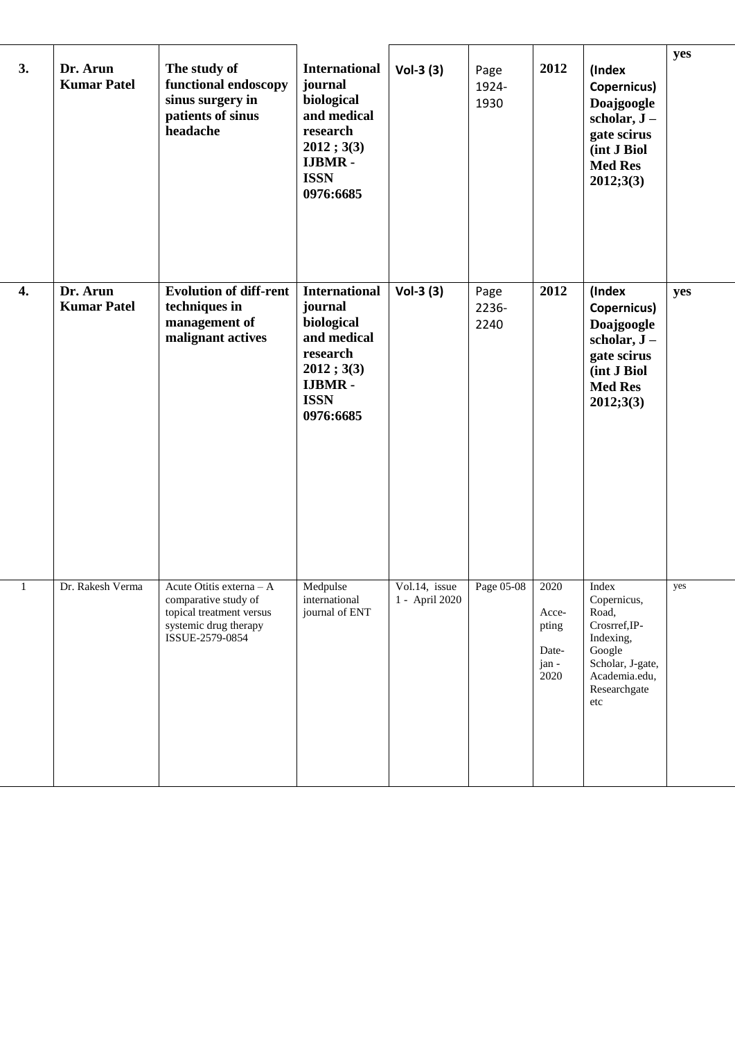| | | | | | | | | |
|---|---|---|---|---|---|---|---|---|
| **3.** | **Dr. Arun Kumar Patel** | **The study of functional endoscopy sinus surgery in patients of sinus headache** | **International journal biological and medical research 2012 ; 3(3) IJBMR - ISSN 0976:6685** | **Vol-3 (3)** | Page 1924-1930 | **2012** | **(Index Copernicus) Doajgoogle scholar, J – gate scirus (int J Biol Med Res 2012;3(3)** | **yes** |
| **4.** | **Dr. Arun Kumar Patel** | **Evolution of diff-rent techniques in management of malignant actives** | **International journal biological and medical research 2012 ; 3(3) IJBMR - ISSN 0976:6685** | **Vol-3 (3)** | Page 2236-2240 | **2012** | **(Index Copernicus) Doajgoogle scholar, J – gate scirus (int J Biol Med Res 2012;3(3)** | **yes** |
| 1 | Dr. Rakesh Verma | Acute Otitis externa – A comparative study of topical treatment versus systemic drug therapy ISSUE-2579-0854 | Medpulse international journal of ENT | Vol.14, issue 1 - April 2020 | Page 05-08 | 2020 Acce-pting Date-jan - 2020 | Index Copernicus, Road, Crosrref,IP-Indexing, Google Scholar, J-gate, Academia.edu, Researchgate etc | yes |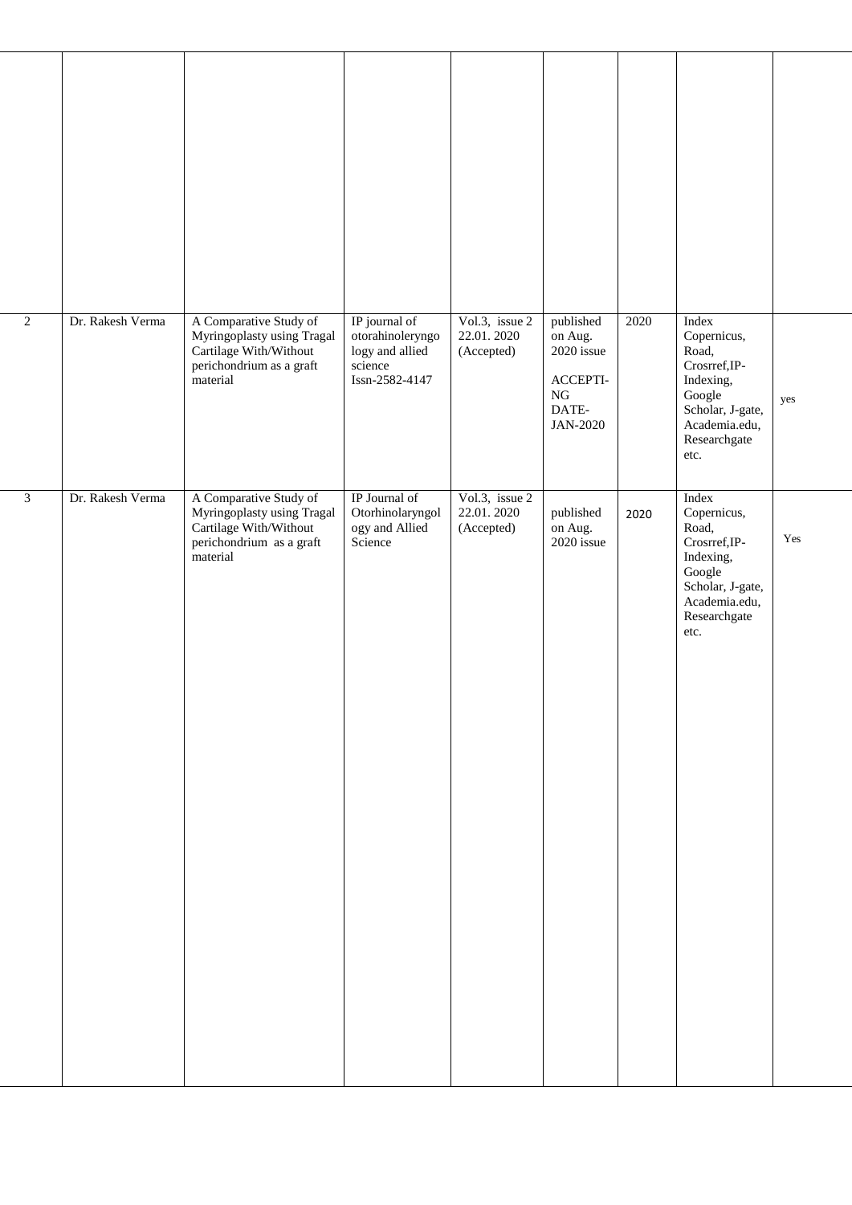|  |  |  |  |  |  |  |  |  |
|---|---|---|---|---|---|---|---|---|
|  |  |  |  |  |  |  |  |  |
| 2 | Dr. Rakesh Verma | A Comparative Study of Myringoplasty using Tragal Cartilage With/Without perichondrium as a graft material | IP journal of otorahinoleryngo logy and allied science Issn-2582-4147 | Vol.3, issue 2 22.01. 2020 (Accepted) | published on Aug. 2020 issue ACCEPTI-NG DATE-JAN-2020 | 2020 | Index Copernicus, Road, Crosrref,IP-Indexing, Google Scholar, J-gate, Academia.edu, Researchgate etc. | yes |
| 3 | Dr. Rakesh Verma | A Comparative Study of Myringoplasty using Tragal Cartilage With/Without perichondrium as a graft material | IP Journal of Otorhinolaryngol ogy and Allied Science | Vol.3, issue 2 22.01. 2020 (Accepted) | published on Aug. 2020 issue | 2020 | Index Copernicus, Road, Crosrref,IP-Indexing, Google Scholar, J-gate, Academia.edu, Researchgate etc. | Yes |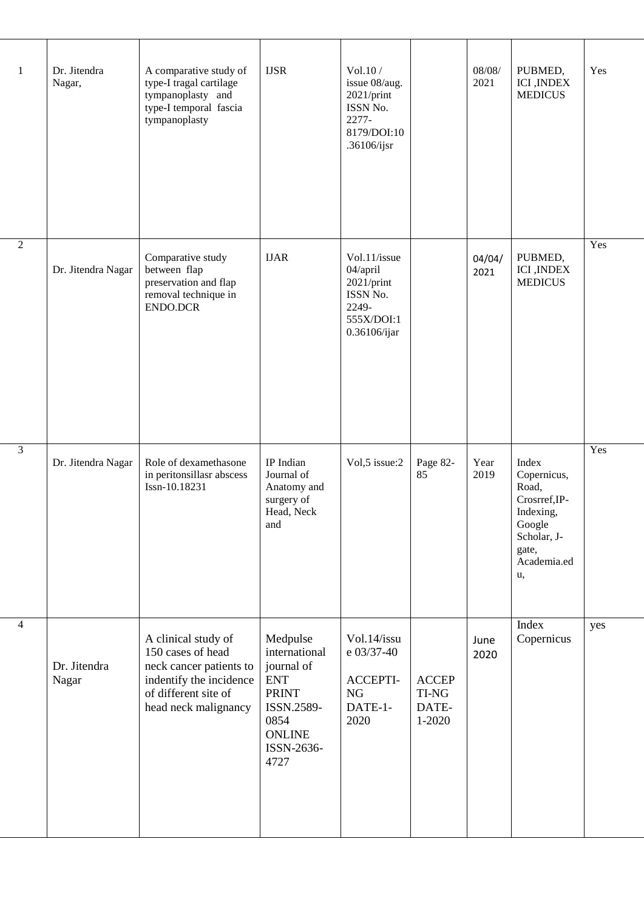| 1 | Dr. Jitendra Nagar, | A comparative study of type-I tragal cartilage tympanoplasty and type-I temporal fascia tympanoplasty | IJSR | Vol.10 / issue 08/aug. 2021/print ISSN No. 2277-8179/DOI:10.36106/ijsr | | 08/08/ 2021 | PUBMED, ICI ,INDEX MEDICUS | Yes |
|---|---|---|---|---|---|---|---|---|
| 2 | Dr. Jitendra Nagar | Comparative study between flap preservation and flap removal technique in ENDO.DCR | IJAR | Vol.11/issue 04/april 2021/print ISSN No. 2249-555X/DOI:10.36106/ijar | | 04/04/ 2021 | PUBMED, ICI ,INDEX MEDICUS | Yes |
| 3 | Dr. Jitendra Nagar | Role of dexamethasone in peritonsillasr abscess Issn-10.18231 | IP Indian Journal of Anatomy and surgery of Head, Neck and | Vol,5 issue:2 | Page 82-85 | Year 2019 | Index Copernicus, Road, Crosrref,IP-Indexing, Google Scholar, J-gate, Academia.edu, | Yes |
| 4 | Dr. Jitendra Nagar | A clinical study of 150 cases of head neck cancer patients to indentify the incidence of different site of head neck malignancy | Medpulse international journal of ENT PRINT ISSN.2589-0854 ONLINE ISSN-2636-4727 | Vol.14/issue 03/37-40 ACCEPTI-NG DATE-1-2020 | ACCEPTI-NG DATE-1-2020 | June 2020 | Index Copernicus | yes |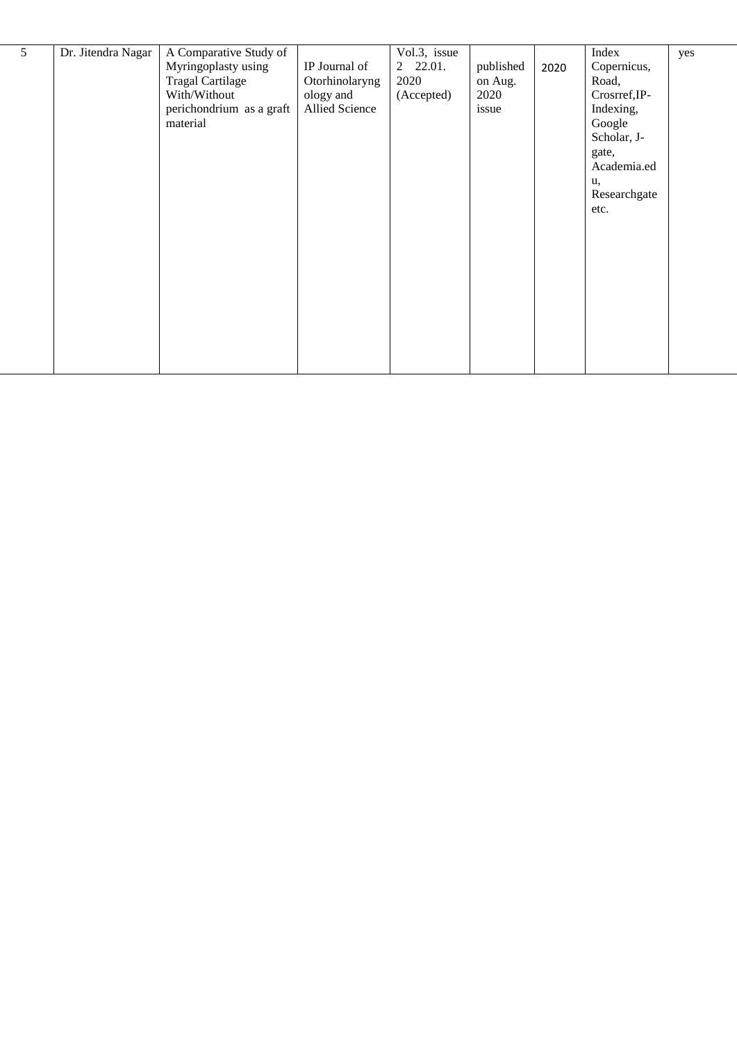| | | | | | | | | |
|---|---|---|---|---|---|---|---|---|
| 5 | Dr. Jitendra Nagar | A Comparative Study of Myringoplasty using Tragal Cartilage With/Without perichondrium as a graft material | IP Journal of Otorhinolaryngology and Allied Science | Vol.3, issue 2 22.01. 2020 (Accepted) | published on Aug. 2020 issue | 2020 | Index Copernicus, Road, Crosrref,IP-Indexing, Google Scholar, J-gate, Academia.edu, Researchgate etc. | yes |